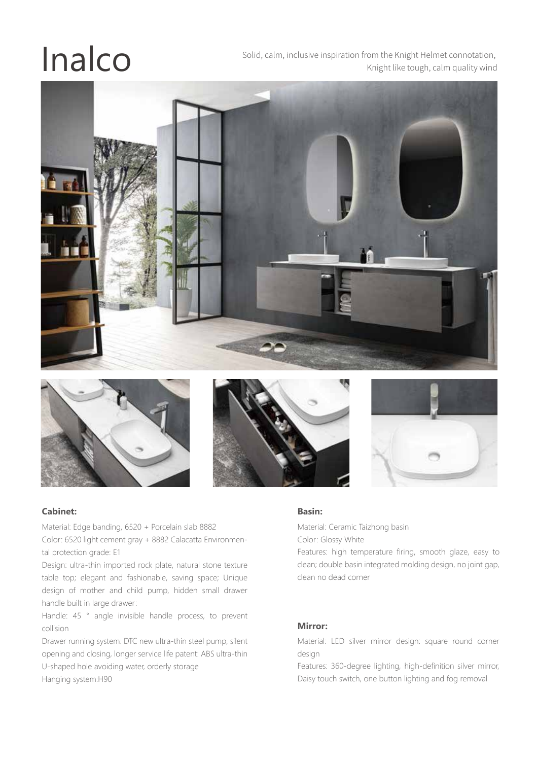# Inalco

Solid, calm, inclusive inspiration from the Knight Helmet connotation, Knight like tough, calm quality wind

### Cabinet:

Material: Edge banding, 6520 + Porcelain slab 8882

Color: 6520 light cement gray + 8882 Calacatta Environmental protection grade: E1

Design: ultra-thin imported rock plate, natural stone texture table top; elegant and fashionable, saving space; Unique design of mother and child pump, hidden small drawer handle built in large drawer:

Handle: 45 ° angle invisible handle process, to prevent collision

Drawer running system: DTC new ultra-thin steel pump, silent opening and closing, longer service life patent: ABS ultra-thin U-shaped hole avoiding water, orderly storage

Hanging system:H90

### Basin:

Material: Ceramic Taizhong basin

Color: Glossy White

Features: high temperature firing, smooth glaze, easy to clean; double basin integrated molding design, no joint gap, clean no dead corner

### Mirror:

Material: LED silver mirror design: square round corner design

Features: 360-degree lighting, high-definition silver mirror, Daisy touch switch, one button lighting and fog removal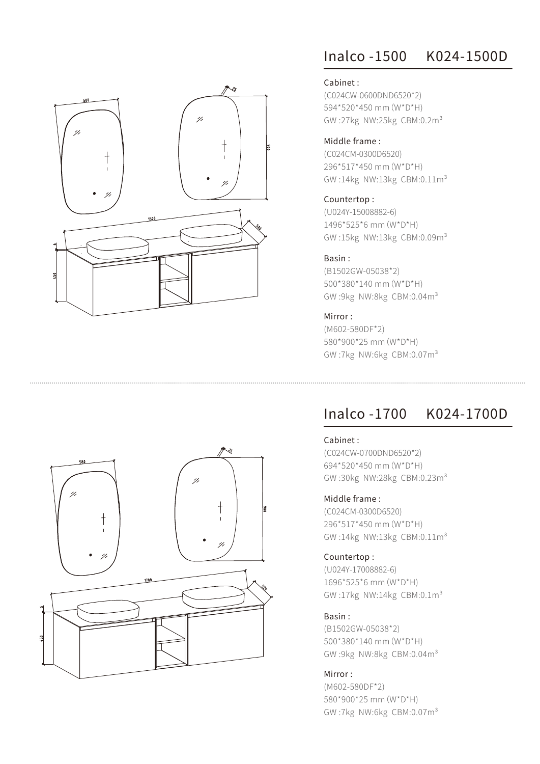## Inalco -1500 K024-1500D

Cabinet :
(C024CW-0600DND6520*2)
594*520*450 mm (W*D*H)
GW :27kg NW:25kg CBM:0.2m³

Middle frame :
(C024CM-0300D6520)
296*517*450 mm (W*D*H)
GW :14kg NW:13kg CBM:0.11m³

Countertop :
(U024Y-15008882-6)
1496*525*6 mm (W*D*H)
GW :15kg NW:13kg CBM:0.09m³

Basin :
(B1502GW-05038*2)
500*380*140 mm (W*D*H)
GW :9kg NW:8kg CBM:0.04m³

Mirror :
(M602-580DF*2)
580*900*25 mm (W*D*H)
GW :7kg NW:6kg CBM:0.07m³

## Inalco -1700 K024-1700D

Cabinet :
(C024CW-0700DND6520*2)
694*520*450 mm (W*D*H)
GW :30kg NW:28kg CBM:0.23m³

Middle frame :
(C024CM-0300D6520)
296*517*450 mm (W*D*H)
GW :14kg NW:13kg CBM:0.11m³

Countertop :
(U024Y-17008882-6)
1696*525*6 mm (W*D*H)
GW :17kg NW:14kg CBM:0.1m³

Basin :
(B1502GW-05038*2)
500*380*140 mm (W*D*H)
GW :9kg NW:8kg CBM:0.04m³

Mirror :
(M602-580DF*2)
580*900*25 mm (W*D*H)
GW :7kg NW:6kg CBM:0.07m³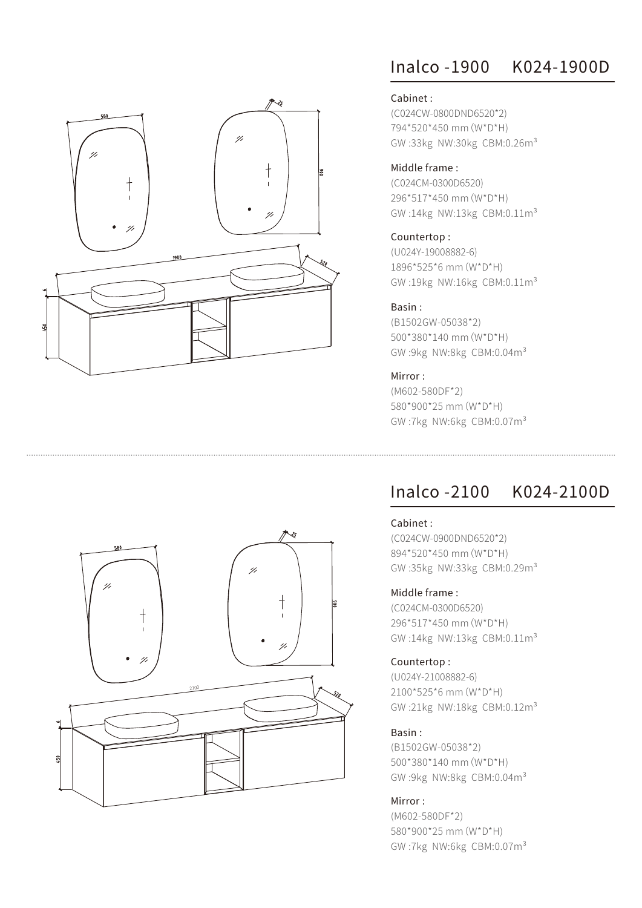## Inalco -1900 K024-1900D

**Cabinet :**
(C024CW-0800DND6520*2)
794*520*450 mm (W*D*H)
GW :33kg NW:30kg CBM:0.26m³

**Middle frame :**
(C024CM-0300D6520)
296*517*450 mm (W*D*H)
GW :14kg NW:13kg CBM:0.11m³

**Countertop :**
(U024Y-19008882-6)
1896*525*6 mm (W*D*H)
GW :19kg NW:16kg CBM:0.11m³

**Basin :**
(B1502GW-05038*2)
500*380*140 mm (W*D*H)
GW :9kg NW:8kg CBM:0.04m³

**Mirror :**
(M602-580DF*2)
580*900*25 mm (W*D*H)
GW :7kg NW:6kg CBM:0.07m³

---

## Inalco -2100 K024-2100D

**Cabinet :**
(C024CW-0900DND6520*2)
894*520*450 mm (W*D*H)
GW :35kg NW:33kg CBM:0.29m³

**Middle frame :**
(C024CM-0300D6520)
296*517*450 mm (W*D*H)
GW :14kg NW:13kg CBM:0.11m³

**Countertop :**
(U024Y-21008882-6)
2100*525*6 mm (W*D*H)
GW :21kg NW:18kg CBM:0.12m³

**Basin :**
(B1502GW-05038*2)
500*380*140 mm (W*D*H)
GW :9kg NW:8kg CBM:0.04m³

**Mirror :**
(M602-580DF*2)
580*900*25 mm (W*D*H)
GW :7kg NW:6kg CBM:0.07m³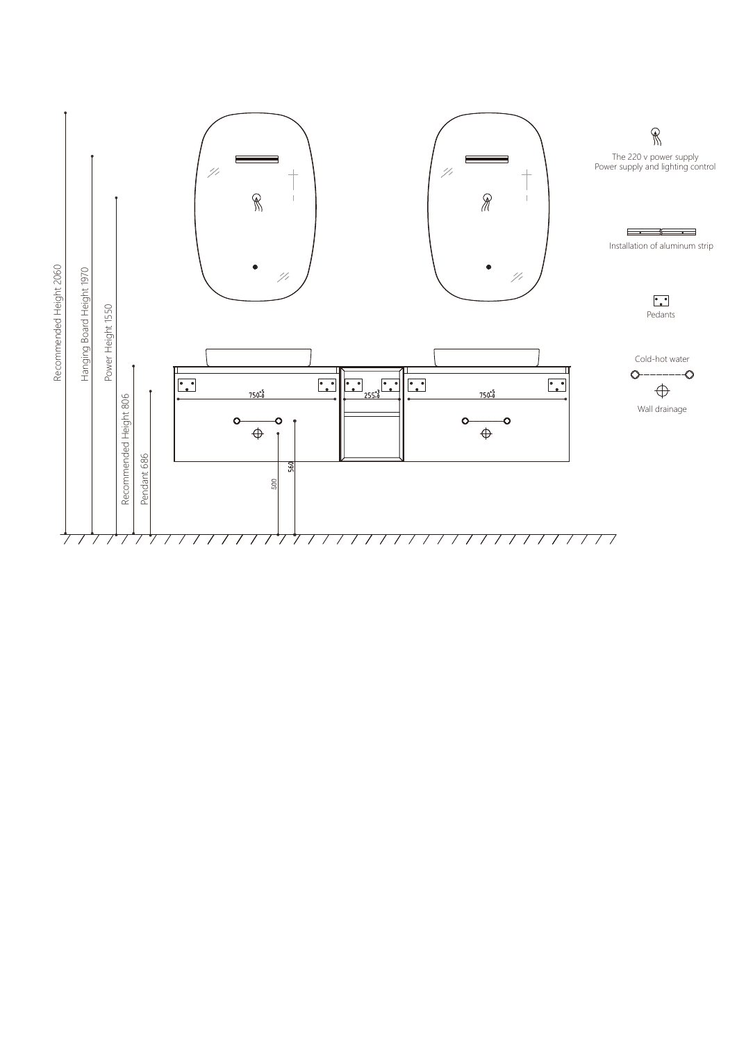Recommended Height 2060

Hanging Board Height 1970

Power Height 1550

Recommended Height 806

Pendant 686

750$^{+5}_{-0}$

255$^{+5}_{-0}$

750$^{+5}_{-0}$

500

560

The 220 v power supply
Power supply and lighting control

Installation of aluminum strip

Pedants

Cold-hot water

Wall drainage